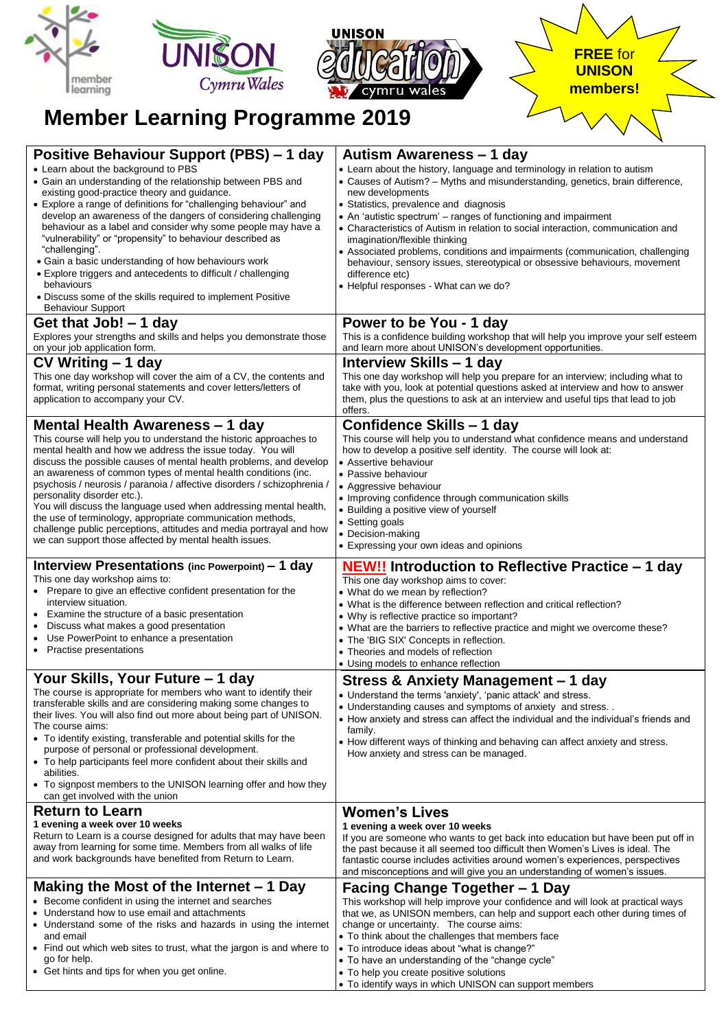member learning

UNISON Cymru Wales

UNISON education cymru wales

**FREE for UNISON members!**

# Member Learning Programme 2019

## Positive Behaviour Support (PBS) – 1 day

- Learn about the background to PBS
- Gain an understanding of the relationship between PBS and existing good-practice theory and guidance.
- Explore a range of definitions for "challenging behaviour" and develop an awareness of the dangers of considering challenging behaviour as a label and consider why some people may have a "vulnerability" or "propensity" to behaviour described as "challenging".
- Gain a basic understanding of how behaviours work
- Explore triggers and antecedents to difficult / challenging behaviours
- Discuss some of the skills required to implement Positive Behaviour Support

## Autism Awareness – 1 day

- Learn about the history, language and terminology in relation to autism
- Causes of Autism? – Myths and misunderstanding, genetics, brain difference, new developments
- Statistics, prevalence and diagnosis
- An 'autistic spectrum' – ranges of functioning and impairment
- Characteristics of Autism in relation to social interaction, communication and imagination/flexible thinking
- Associated problems, conditions and impairments (communication, challenging behaviour, sensory issues, stereotypical or obsessive behaviours, movement difference etc)
- Helpful responses - What can we do?

## Get that Job! – 1 day

Explores your strengths and skills and helps you demonstrate those on your job application form.

## Power to be You - 1 day

This is a confidence building workshop that will help you improve your self esteem and learn more about UNISON's development opportunities.

## CV Writing – 1 day

This one day workshop will cover the aim of a CV, the contents and format, writing personal statements and cover letters/letters of application to accompany your CV.

## Interview Skills – 1 day

This one day workshop will help you prepare for an interview; including what to take with you, look at potential questions asked at interview and how to answer them, plus the questions to ask at an interview and useful tips that lead to job offers.

## Mental Health Awareness – 1 day

This course will help you to understand the historic approaches to mental health and how we address the issue today. You will discuss the possible causes of mental health problems, and develop an awareness of common types of mental health conditions (inc. psychosis / neurosis / paranoia / affective disorders / schizophrenia / personality disorder etc.).
You will discuss the language used when addressing mental health, the use of terminology, appropriate communication methods, challenge public perceptions, attitudes and media portrayal and how we can support those affected by mental health issues.

## Confidence Skills – 1 day

This course will help you to understand what confidence means and understand how to develop a positive self identity. The course will look at:

- Assertive behaviour
- Passive behaviour
- Aggressive behaviour
- Improving confidence through communication skills
- Building a positive view of yourself
- Setting goals
- Decision-making
- Expressing your own ideas and opinions

## Interview Presentations (inc Powerpoint) – 1 day

This one day workshop aims to:

- Prepare to give an effective confident presentation for the interview situation.
- Examine the structure of a basic presentation
- Discuss what makes a good presentation
- Use PowerPoint to enhance a presentation
- Practise presentations

## NEW!! Introduction to Reflective Practice – 1 day

This one day workshop aims to cover:

- What do we mean by reflection?
- What is the difference between reflection and critical reflection?
- Why is reflective practice so important?
- What are the barriers to reflective practice and might we overcome these?
- The 'BIG SIX' Concepts in reflection.
- Theories and models of reflection
- Using models to enhance reflection

## Your Skills, Your Future – 1 day

The course is appropriate for members who want to identify their transferable skills and are considering making some changes to their lives. You will also find out more about being part of UNISON. The course aims:

- To identify existing, transferable and potential skills for the purpose of personal or professional development.
- To help participants feel more confident about their skills and abilities.
- To signpost members to the UNISON learning offer and how they can get involved with the union

## Stress & Anxiety Management – 1 day

- Understand the terms 'anxiety', 'panic attack' and stress.
- Understanding causes and symptoms of anxiety and stress. .
- How anxiety and stress can affect the individual and the individual's friends and family.
- How different ways of thinking and behaving can affect anxiety and stress. How anxiety and stress can be managed.

## Return to Learn

**1 evening a week over 10 weeks**

Return to Learn is a course designed for adults that may have been away from learning for some time. Members from all walks of life and work backgrounds have benefited from Return to Learn.

## Women's Lives

**1 evening a week over 10 weeks**

If you are someone who wants to get back into education but have been put off in the past because it all seemed too difficult then Women's Lives is ideal. The fantastic course includes activities around women's experiences, perspectives and misconceptions and will give you an understanding of women's issues.

## Making the Most of the Internet – 1 Day

- Become confident in using the internet and searches
- Understand how to use email and attachments
- Understand some of the risks and hazards in using the internet and email
- Find out which web sites to trust, what the jargon is and where to go for help.
- Get hints and tips for when you get online.

## Facing Change Together – 1 Day

This workshop will help improve your confidence and will look at practical ways that we, as UNISON members, can help and support each other during times of change or uncertainty. The course aims:

- To think about the challenges that members face
- To introduce ideas about "what is change?"
- To have an understanding of the "change cycle"
- To help you create positive solutions
- To identify ways in which UNISON can support members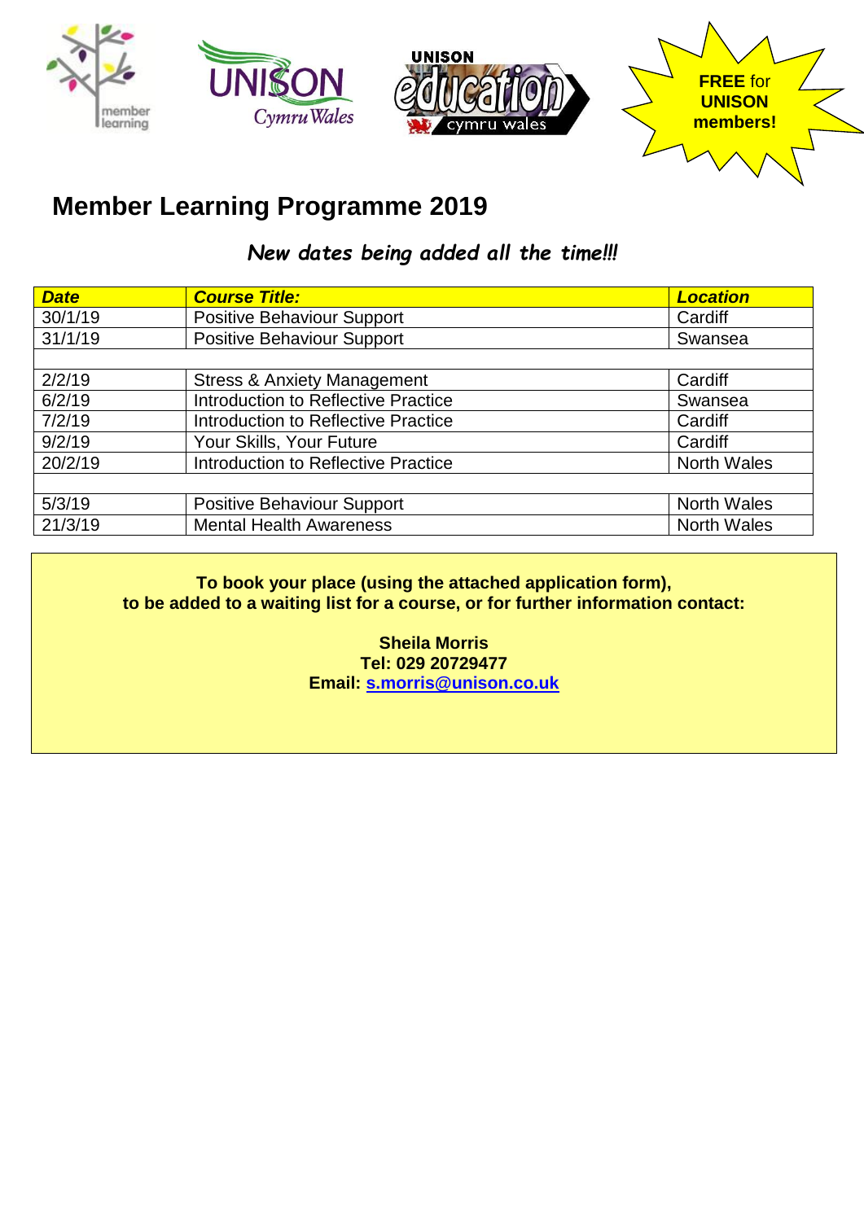FREE for UNISON members!

# Member Learning Programme 2019

***New dates being added all the time!!!***

| ***Date*** | ***Course Title:*** | ***Location*** |
|---|---|---|
| 30/1/19 | Positive Behaviour Support | Cardiff |
| 31/1/19 | Positive Behaviour Support | Swansea |
| | | |
| 2/2/19 | Stress & Anxiety Management | Cardiff |
| 6/2/19 | Introduction to Reflective Practice | Swansea |
| 7/2/19 | Introduction to Reflective Practice | Cardiff |
| 9/2/19 | Your Skills, Your Future | Cardiff |
| 20/2/19 | Introduction to Reflective Practice | North Wales |
| | | |
| 5/3/19 | Positive Behaviour Support | North Wales |
| 21/3/19 | Mental Health Awareness | North Wales |

**To book your place (using the attached application form), to be added to a waiting list for a course, or for further information contact:**

**Sheila Morris**
**Tel: 029 20729477**
**Email: s.morris@unison.co.uk**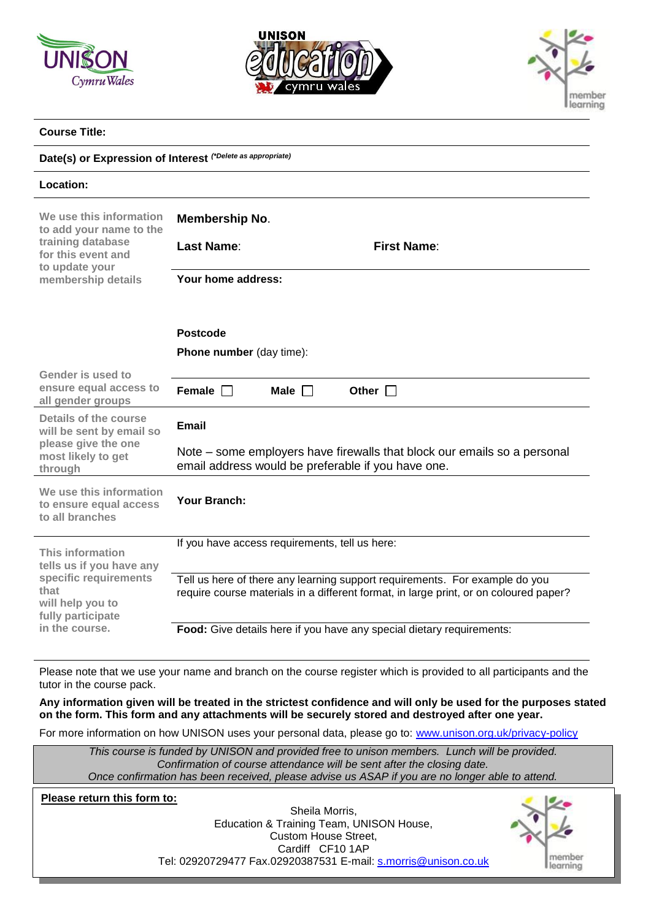**Course Title:**

**Date(s) or Expression of Interest** *(\*Delete as appropriate)*

**Location:**

| | |
|---|---|
| We use this information to add your name to the training database for this event and to update your membership details | **Membership No.**<br><br>**Last Name**: **First Name**: |
| | **Your home address:**<br><br>**Postcode**<br><br>**Phone number** (day time): |
| Gender is used to ensure equal access to all gender groups | **Female** ☐ **Male** ☐ **Other** ☐ |
| Details of the course will be sent by email so please give the one most likely to get through | **Email**<br><br>Note – some employers have firewalls that block our emails so a personal email address would be preferable if you have one. |
| We use this information to ensure equal access to all branches | **Your Branch:** |
| This information tells us if you have any specific requirements that will help you to fully participate in the course. | If you have access requirements, tell us here: |
| | Tell us here of there any learning support requirements. For example do you require course materials in a different format, in large print, or on coloured paper? |
| | **Food:** Give details here if you have any special dietary requirements: |

Please note that we use your name and branch on the course register which is provided to all participants and the tutor in the course pack.

**Any information given will be treated in the strictest confidence and will only be used for the purposes stated on the form. This form and any attachments will be securely stored and destroyed after one year.**

For more information on how UNISON uses your personal data, please go to: www.unison.org.uk/privacy-policy

*This course is funded by UNISON and provided free to unison members. Lunch will be provided.*
*Confirmation of course attendance will be sent after the closing date.*
*Once confirmation has been received, please advise us ASAP if you are no longer able to attend.*

**Please return this form to:**

Sheila Morris,
Education & Training Team, UNISON House,
Custom House Street,
Cardiff CF10 1AP
Tel: 02920729477 Fax.02920387531 E-mail: s.morris@unison.co.uk